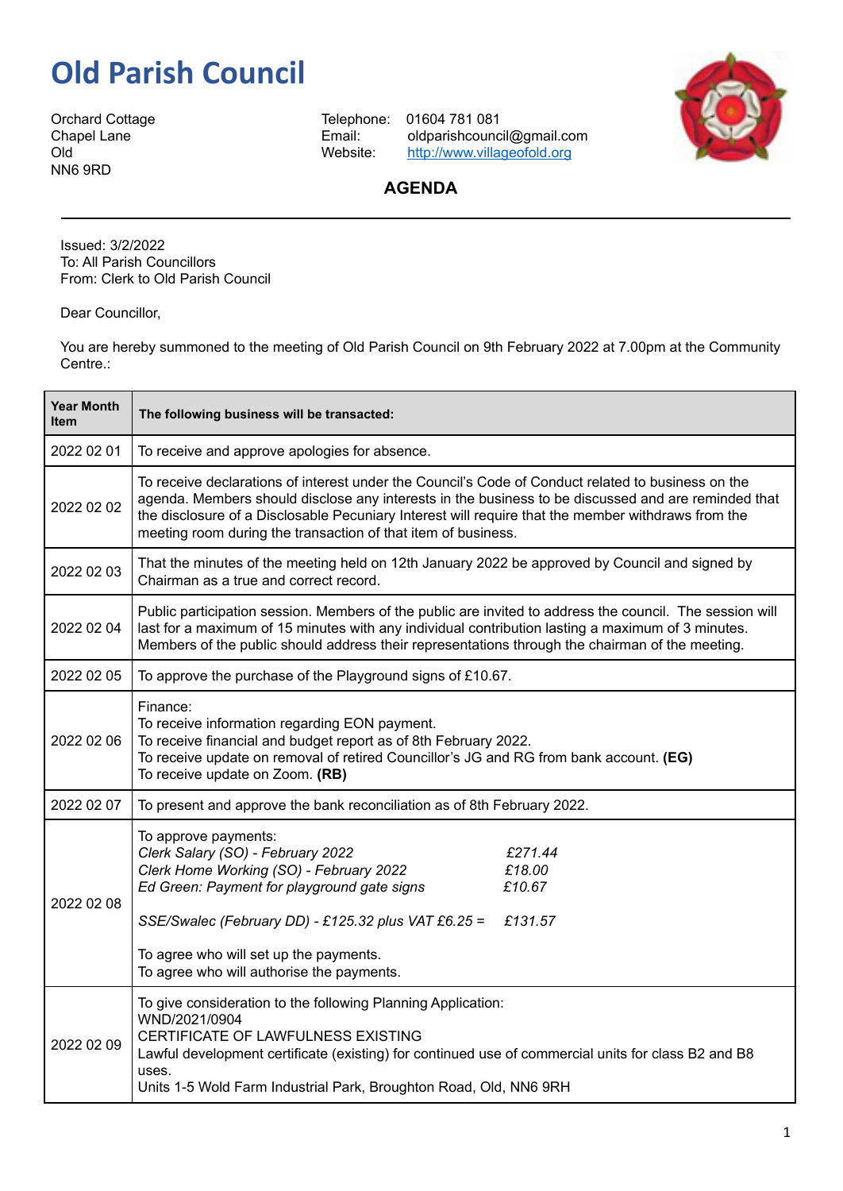# Old Parish Council

Orchard Cottage
Chapel Lane
Old
NN6 9RD

Telephone: 01604 781 081
Email: oldparishcouncil@gmail.com
Website: http://www.villageofold.org

## AGENDA

Issued: 3/2/2022
To: All Parish Councillors
From: Clerk to Old Parish Council

Dear Councillor,

You are hereby summoned to the meeting of Old Parish Council on 9th February 2022 at 7.00pm at the Community Centre.:

| Year Month Item | The following business will be transacted: |
|---|---|
| 2022 02 01 | To receive and approve apologies for absence. |
| 2022 02 02 | To receive declarations of interest under the Council's Code of Conduct related to business on the agenda. Members should disclose any interests in the business to be discussed and are reminded that the disclosure of a Disclosable Pecuniary Interest will require that the member withdraws from the meeting room during the transaction of that item of business. |
| 2022 02 03 | That the minutes of the meeting held on 12th January 2022 be approved by Council and signed by Chairman as a true and correct record. |
| 2022 02 04 | Public participation session. Members of the public are invited to address the council. The session will last for a maximum of 15 minutes with any individual contribution lasting a maximum of 3 minutes. Members of the public should address their representations through the chairman of the meeting. |
| 2022 02 05 | To approve the purchase of the Playground signs of £10.67. |
| 2022 02 06 | Finance:<br>To receive information regarding EON payment.<br>To receive financial and budget report as of 8th February 2022.<br>To receive update on removal of retired Councillor's JG and RG from bank account. **(EG)**<br>To receive update on Zoom. **(RB)** |
| 2022 02 07 | To present and approve the bank reconciliation as of 8th February 2022. |
| 2022 02 08 | To approve payments:<br>*Clerk Salary (SO) - February 2022* *£271.44*<br>*Clerk Home Working (SO) - February 2022* *£18.00*<br>*Ed Green: Payment for playground gate signs* *£10.67*<br><br>*SSE/Swalec (February DD) - £125.32 plus VAT £6.25 =* *£131.57*<br><br>To agree who will set up the payments.<br>To agree who will authorise the payments. |
| 2022 02 09 | To give consideration to the following Planning Application:<br>WND/2021/0904<br>CERTIFICATE OF LAWFULNESS EXISTING<br>Lawful development certificate (existing) for continued use of commercial units for class B2 and B8 uses.<br>Units 1-5 Wold Farm Industrial Park, Broughton Road, Old, NN6 9RH |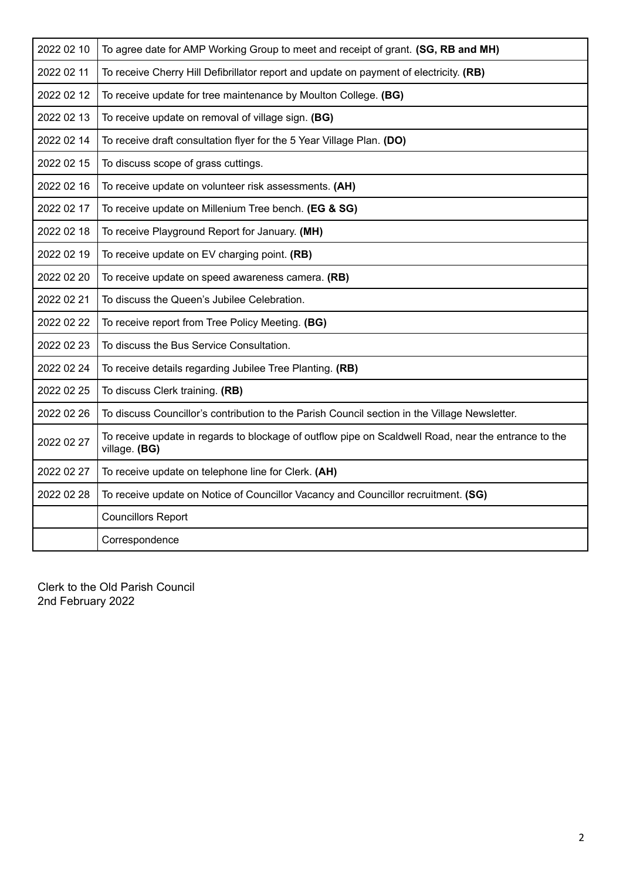| | |
|---|---|
| 2022 02 10 | To agree date for AMP Working Group to meet and receipt of grant. **(SG, RB and MH)** |
| 2022 02 11 | To receive Cherry Hill Defibrillator report and update on payment of electricity. **(RB)** |
| 2022 02 12 | To receive update for tree maintenance by Moulton College. **(BG)** |
| 2022 02 13 | To receive update on removal of village sign. **(BG)** |
| 2022 02 14 | To receive draft consultation flyer for the 5 Year Village Plan. **(DO)** |
| 2022 02 15 | To discuss scope of grass cuttings. |
| 2022 02 16 | To receive update on volunteer risk assessments. **(AH)** |
| 2022 02 17 | To receive update on Millenium Tree bench. **(EG & SG)** |
| 2022 02 18 | To receive Playground Report for January. **(MH)** |
| 2022 02 19 | To receive update on EV charging point. **(RB)** |
| 2022 02 20 | To receive update on speed awareness camera. **(RB)** |
| 2022 02 21 | To discuss the Queen's Jubilee Celebration. |
| 2022 02 22 | To receive report from Tree Policy Meeting. **(BG)** |
| 2022 02 23 | To discuss the Bus Service Consultation. |
| 2022 02 24 | To receive details regarding Jubilee Tree Planting. **(RB)** |
| 2022 02 25 | To discuss Clerk training. **(RB)** |
| 2022 02 26 | To discuss Councillor's contribution to the Parish Council section in the Village Newsletter. |
| 2022 02 27 | To receive update in regards to blockage of outflow pipe on Scaldwell Road, near the entrance to the village. **(BG)** |
| 2022 02 27 | To receive update on telephone line for Clerk. **(AH)** |
| 2022 02 28 | To receive update on Notice of Councillor Vacancy and Councillor recruitment. **(SG)** |
| | Councillors Report |
| | Correspondence |

Clerk to the Old Parish Council
2nd February 2022